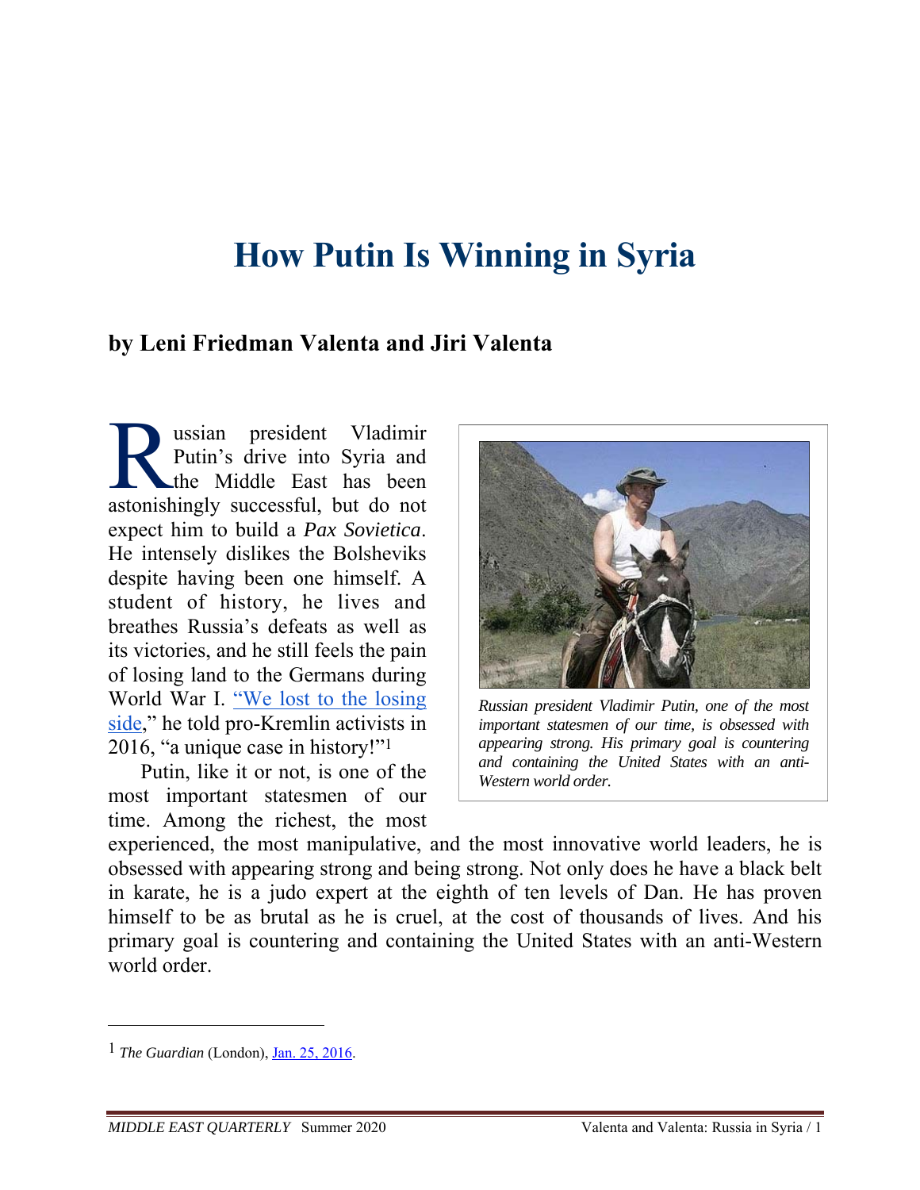# How Putin Is Winning in Syria

## by Leni Friedman Valenta and Jiri Valenta

Russian president Vladimir Putin's drive into Syria and the Middle East has been astonishingly successful, but do not expect him to build a *Pax Sovietica*. He intensely dislikes the Bolsheviks despite having been one himself. A student of history, he lives and breathes Russia's defeats as well as its victories, and he still feels the pain of losing land to the Germans during World War I. "We lost to the losing side," he told pro-Kremlin activists in 2016, "a unique case in history!"[1]

*Russian president Vladimir Putin, one of the most important statesmen of our time, is obsessed with appearing strong. His primary goal is countering and containing the United States with an anti-Western world order.*

Putin, like it or not, is one of the most important statesmen of our time. Among the richest, the most experienced, the most manipulative, and the most innovative world leaders, he is obsessed with appearing strong and being strong. Not only does he have a black belt in karate, he is a judo expert at the eighth of ten levels of Dan. He has proven himself to be as brutal as he is cruel, at the cost of thousands of lives. And his primary goal is countering and containing the United States with an anti-Western world order.

---

[1] *The Guardian* (London), Jan. 25, 2016.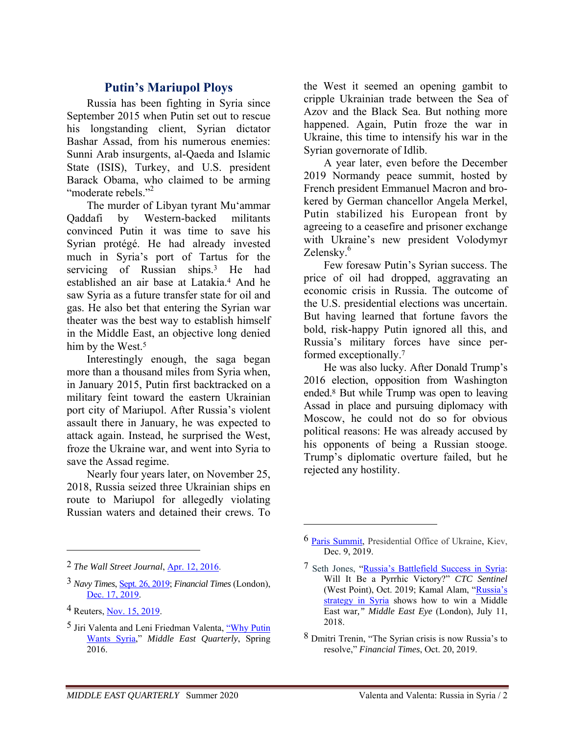## Putin's Mariupol Ploys

Russia has been fighting in Syria since September 2015 when Putin set out to rescue his longstanding client, Syrian dictator Bashar Assad, from his numerous enemies: Sunni Arab insurgents, al-Qaeda and Islamic State (ISIS), Turkey, and U.S. president Barack Obama, who claimed to be arming "moderate rebels."[2]

The murder of Libyan tyrant Mu'ammar Qaddafi by Western-backed militants convinced Putin it was time to save his Syrian protégé. He had already invested much in Syria's port of Tartus for the servicing of Russian ships.[3] He had established an air base at Latakia.[4] And he saw Syria as a future transfer state for oil and gas. He also bet that entering the Syrian war theater was the best way to establish himself in the Middle East, an objective long denied him by the West.[5]

Interestingly enough, the saga began more than a thousand miles from Syria when, in January 2015, Putin first backtracked on a military feint toward the eastern Ukrainian port city of Mariupol. After Russia's violent assault there in January, he was expected to attack again. Instead, he surprised the West, froze the Ukraine war, and went into Syria to save the Assad regime.

Nearly four years later, on November 25, 2018, Russia seized three Ukrainian ships en route to Mariupol for allegedly violating Russian waters and detained their crews. To the West it seemed an opening gambit to cripple Ukrainian trade between the Sea of Azov and the Black Sea. But nothing more happened. Again, Putin froze the war in Ukraine, this time to intensify his war in the Syrian governorate of Idlib.

A year later, even before the December 2019 Normandy peace summit, hosted by French president Emmanuel Macron and brokered by German chancellor Angela Merkel, Putin stabilized his European front by agreeing to a ceasefire and prisoner exchange with Ukraine's new president Volodymyr Zelensky.[6]

Few foresaw Putin's Syrian success. The price of oil had dropped, aggravating an economic crisis in Russia. The outcome of the U.S. presidential elections was uncertain. But having learned that fortune favors the bold, risk-happy Putin ignored all this, and Russia's military forces have since performed exceptionally.[7]

He was also lucky. After Donald Trump's 2016 election, opposition from Washington ended.[8] But while Trump was open to leaving Assad in place and pursuing diplomacy with Moscow, he could not do so for obvious political reasons: He was already accused by his opponents of being a Russian stooge. Trump's diplomatic overture failed, but he rejected any hostility.

---

2 *The Wall Street Journal*, Apr. 12, 2016.

3 *Navy Times*, Sept. 26, 2019; *Financial Times* (London), Dec. 17, 2019.

4 Reuters, Nov. 15, 2019.

5 Jiri Valenta and Leni Friedman Valenta, "Why Putin Wants Syria," *Middle East Quarterly*, Spring 2016.

6 Paris Summit, Presidential Office of Ukraine, Kiev, Dec. 9, 2019.

7 Seth Jones, "Russia's Battlefield Success in Syria: Will It Be a Pyrrhic Victory?" *CTC Sentinel* (West Point), Oct. 2019; Kamal Alam, "Russia's strategy in Syria shows how to win a Middle East war," *Middle East Eye* (London), July 11, 2018.

8 Dmitri Trenin, "The Syrian crisis is now Russia's to resolve," *Financial Times*, Oct. 20, 2019.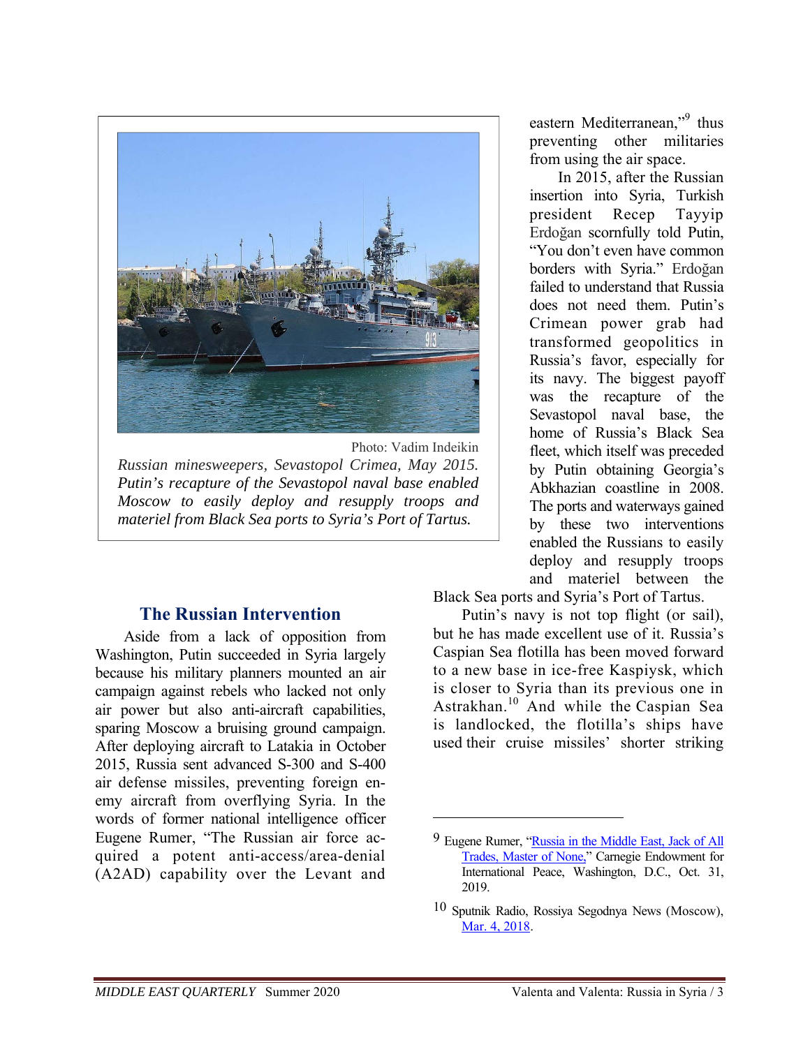Photo: Vadim Indeikin

*Russian minesweepers, Sevastopol Crimea, May 2015. Putin's recapture of the Sevastopol naval base enabled Moscow to easily deploy and resupply troops and materiel from Black Sea ports to Syria's Port of Tartus.*

## The Russian Intervention

Aside from a lack of opposition from Washington, Putin succeeded in Syria largely because his military planners mounted an air campaign against rebels who lacked not only air power but also anti-aircraft capabilities, sparing Moscow a bruising ground campaign. After deploying aircraft to Latakia in October 2015, Russia sent advanced S-300 and S-400 air defense missiles, preventing foreign enemy aircraft from overflying Syria. In the words of former national intelligence officer Eugene Rumer, "The Russian air force acquired a potent anti-access/area-denial (A2AD) capability over the Levant and eastern Mediterranean,"[9] thus preventing other militaries from using the air space.

In 2015, after the Russian insertion into Syria, Turkish president Recep Tayyip Erdoğan scornfully told Putin, "You don't even have common borders with Syria." Erdoğan failed to understand that Russia does not need them. Putin's Crimean power grab had transformed geopolitics in Russia's favor, especially for its navy. The biggest payoff was the recapture of the Sevastopol naval base, the home of Russia's Black Sea fleet, which itself was preceded by Putin obtaining Georgia's Abkhazian coastline in 2008. The ports and waterways gained by these two interventions enabled the Russians to easily deploy and resupply troops and materiel between the Black Sea ports and Syria's Port of Tartus.

Putin's navy is not top flight (or sail), but he has made excellent use of it. Russia's Caspian Sea flotilla has been moved forward to a new base in ice-free Kaspiysk, which is closer to Syria than its previous one in Astrakhan.[10] And while the Caspian Sea is landlocked, the flotilla's ships have used their cruise missiles' shorter striking

---

9 Eugene Rumer, "Russia in the Middle East, Jack of All Trades, Master of None," Carnegie Endowment for International Peace, Washington, D.C., Oct. 31, 2019.

10 Sputnik Radio, Rossiya Segodnya News (Moscow), Mar. 4, 2018.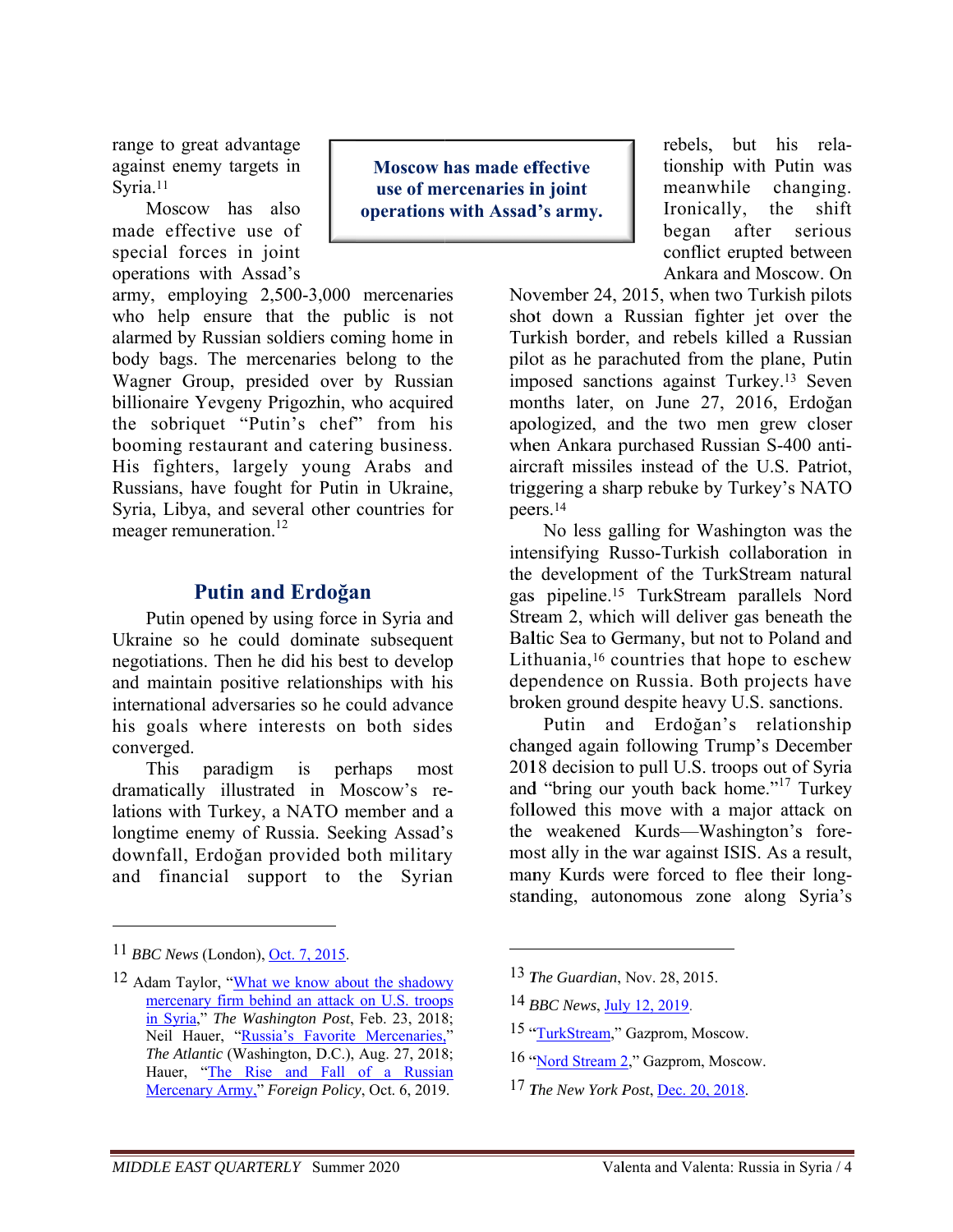range to great advantage against enemy targets in Syria.[11]

Moscow has also made effective use of special forces in joint operations with Assad's army, employing 2,500-3,000 mercenaries who help ensure that the public is not alarmed by Russian soldiers coming home in body bags. The mercenaries belong to the Wagner Group, presided over by Russian billionaire Yevgeny Prigozhin, who acquired the sobriquet "Putin's chef" from his booming restaurant and catering business. His fighters, largely young Arabs and Russians, have fought for Putin in Ukraine, Syria, Libya, and several other countries for meager remuneration.[12]

> **Moscow has made effective use of mercenaries in joint operations with Assad's army.**

## Putin and Erdoğan

Putin opened by using force in Syria and Ukraine so he could dominate subsequent negotiations. Then he did his best to develop and maintain positive relationships with his international adversaries so he could advance his goals where interests on both sides converged.

This paradigm is perhaps most dramatically illustrated in Moscow's relations with Turkey, a NATO member and a longtime enemy of Russia. Seeking Assad's downfall, Erdoğan provided both military and financial support to the Syrian rebels, but his relationship with Putin was meanwhile changing. Ironically, the shift began after serious conflict erupted between Ankara and Moscow. On November 24, 2015, when two Turkish pilots shot down a Russian fighter jet over the Turkish border, and rebels killed a Russian pilot as he parachuted from the plane, Putin imposed sanctions against Turkey.[13] Seven months later, on June 27, 2016, Erdoğan apologized, and the two men grew closer when Ankara purchased Russian S-400 anti-aircraft missiles instead of the U.S. Patriot, triggering a sharp rebuke by Turkey's NATO peers.[14]

No less galling for Washington was the intensifying Russo-Turkish collaboration in the development of the TurkStream natural gas pipeline.[15] TurkStream parallels Nord Stream 2, which will deliver gas beneath the Baltic Sea to Germany, but not to Poland and Lithuania,[16] countries that hope to eschew dependence on Russia. Both projects have broken ground despite heavy U.S. sanctions.

Putin and Erdoğan's relationship changed again following Trump's December 2018 decision to pull U.S. troops out of Syria and "bring our youth back home."[17] Turkey followed this move with a major attack on the weakened Kurds—Washington's foremost ally in the war against ISIS. As a result, many Kurds were forced to flee their longstanding, autonomous zone along Syria's

---

11 *BBC News* (London), Oct. 7, 2015.

12 Adam Taylor, "What we know about the shadowy mercenary firm behind an attack on U.S. troops in Syria," *The Washington Post*, Feb. 23, 2018; Neil Hauer, "Russia's Favorite Mercenaries," *The Atlantic* (Washington, D.C.), Aug. 27, 2018; Hauer, "The Rise and Fall of a Russian Mercenary Army," *Foreign Policy*, Oct. 6, 2019.

13 *The Guardian*, Nov. 28, 2015.

14 *BBC News*, July 12, 2019.

15 "TurkStream," Gazprom, Moscow.

16 "Nord Stream 2," Gazprom, Moscow.

17 *The New York Post*, Dec. 20, 2018.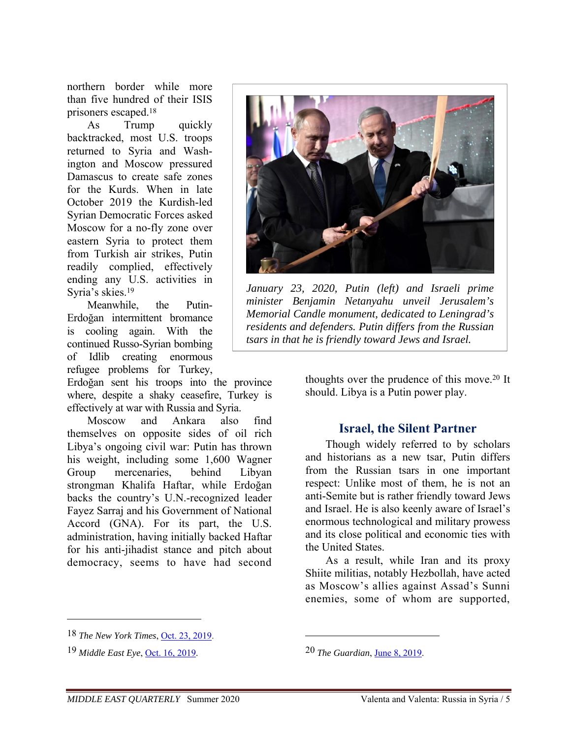northern border while more than five hundred of their ISIS prisoners escaped.[18]

As Trump quickly backtracked, most U.S. troops returned to Syria and Washington and Moscow pressured Damascus to create safe zones for the Kurds. When in late October 2019 the Kurdish-led Syrian Democratic Forces asked Moscow for a no-fly zone over eastern Syria to protect them from Turkish air strikes, Putin readily complied, effectively ending any U.S. activities in Syria's skies.[19]

Meanwhile, the Putin-Erdoğan intermittent bromance is cooling again. With the continued Russo-Syrian bombing of Idlib creating enormous refugee problems for Turkey, Erdoğan sent his troops into the province where, despite a shaky ceasefire, Turkey is effectively at war with Russia and Syria.

Moscow and Ankara also find themselves on opposite sides of oil rich Libya's ongoing civil war: Putin has thrown his weight, including some 1,600 Wagner Group mercenaries, behind Libyan strongman Khalifa Haftar, while Erdoğan backs the country's U.N.-recognized leader Fayez Sarraj and his Government of National Accord (GNA). For its part, the U.S. administration, having initially backed Haftar for his anti-jihadist stance and pitch about democracy, seems to have had second thoughts over the prudence of this move.[20] It should. Libya is a Putin power play.

*January 23, 2020, Putin (left) and Israeli prime minister Benjamin Netanyahu unveil Jerusalem's Memorial Candle monument, dedicated to Leningrad's residents and defenders. Putin differs from the Russian tsars in that he is friendly toward Jews and Israel.*

## Israel, the Silent Partner

Though widely referred to by scholars and historians as a new tsar, Putin differs from the Russian tsars in one important respect: Unlike most of them, he is not an anti-Semite but is rather friendly toward Jews and Israel. He is also keenly aware of Israel's enormous technological and military prowess and its close political and economic ties with the United States.

As a result, while Iran and its proxy Shiite militias, notably Hezbollah, have acted as Moscow's allies against Assad's Sunni enemies, some of whom are supported,

---

[18] *The New York Times*, Oct. 23, 2019.

[19] *Middle East Eye*, Oct. 16, 2019.

[20] *The Guardian*, June 8, 2019.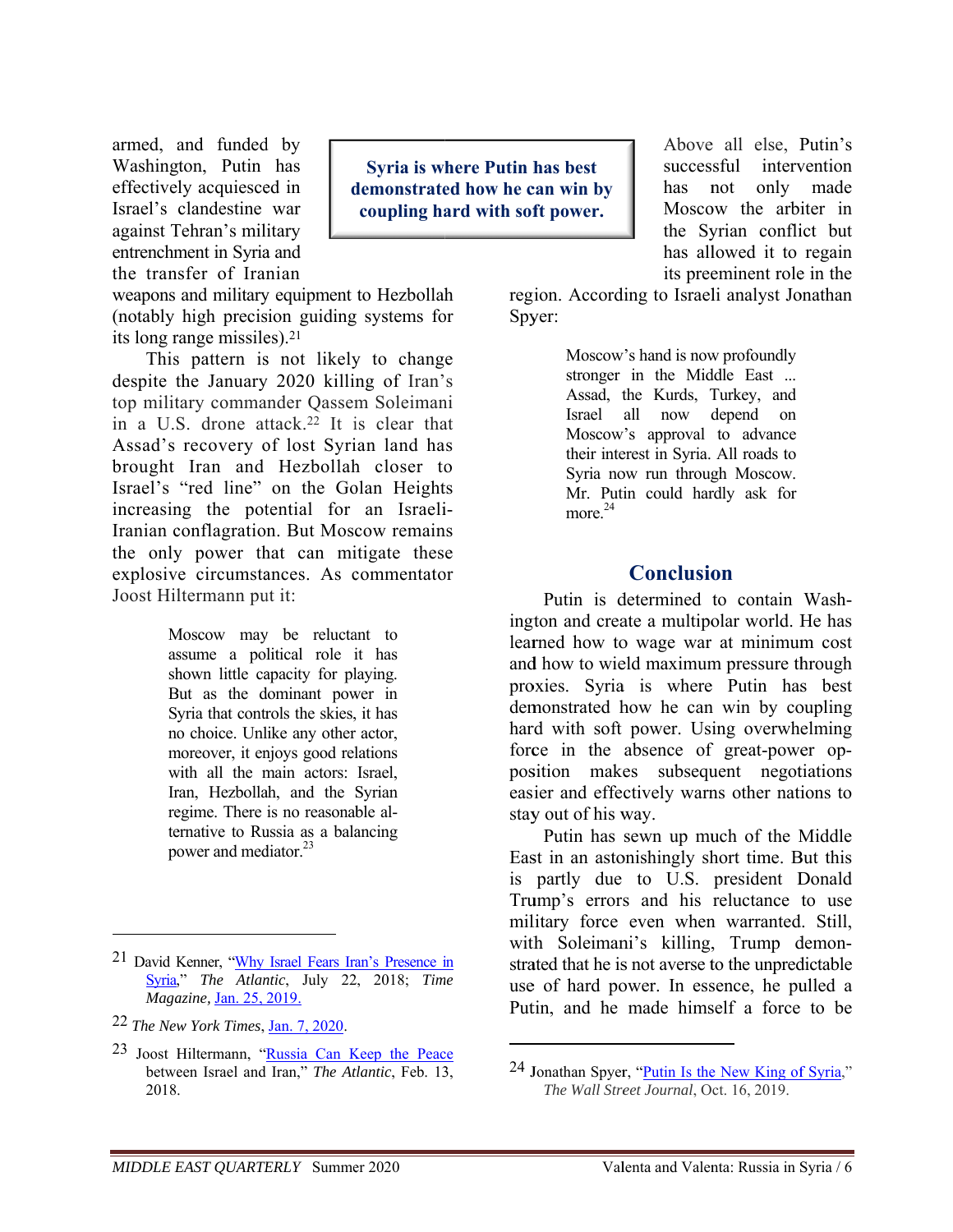armed, and funded by Washington, Putin has effectively acquiesced in Israel's clandestine war against Tehran's military entrenchment in Syria and the transfer of Iranian weapons and military equipment to Hezbollah (notably high precision guiding systems for its long range missiles).[21]

This pattern is not likely to change despite the January 2020 killing of Iran's top military commander Qassem Soleimani in a U.S. drone attack.[22] It is clear that Assad's recovery of lost Syrian land has brought Iran and Hezbollah closer to Israel's "red line" on the Golan Heights increasing the potential for an Israeli-Iranian conflagration. But Moscow remains the only power that can mitigate these explosive circumstances. As commentator Joost Hiltermann put it:

> Moscow may be reluctant to assume a political role it has shown little capacity for playing. But as the dominant power in Syria that controls the skies, it has no choice. Unlike any other actor, moreover, it enjoys good relations with all the main actors: Israel, Iran, Hezbollah, and the Syrian regime. There is no reasonable alternative to Russia as a balancing power and mediator.[23]

**Syria is where Putin has best demonstrated how he can win by coupling hard with soft power.**

Above all else, Putin's successful intervention has not only made Moscow the arbiter in the Syrian conflict but has allowed it to regain its preeminent role in the region. According to Israeli analyst Jonathan Spyer:

> Moscow's hand is now profoundly stronger in the Middle East ... Assad, the Kurds, Turkey, and Israel all now depend on Moscow's approval to advance their interest in Syria. All roads to Syria now run through Moscow. Mr. Putin could hardly ask for more.[24]

## Conclusion

Putin is determined to contain Washington and create a multipolar world. He has learned how to wage war at minimum cost and how to wield maximum pressure through proxies. Syria is where Putin has best demonstrated how he can win by coupling hard with soft power. Using overwhelming force in the absence of great-power opposition makes subsequent negotiations easier and effectively warns other nations to stay out of his way.

Putin has sewn up much of the Middle East in an astonishingly short time. But this is partly due to U.S. president Donald Trump's errors and his reluctance to use military force even when warranted. Still, with Soleimani's killing, Trump demonstrated that he is not averse to the unpredictable use of hard power. In essence, he pulled a Putin, and he made himself a force to be

---

[21] David Kenner, "Why Israel Fears Iran's Presence in Syria," *The Atlantic*, July 22, 2018; *Time Magazine*, Jan. 25, 2019.

[22] *The New York Times*, Jan. 7, 2020.

[23] Joost Hiltermann, "Russia Can Keep the Peace between Israel and Iran," *The Atlantic*, Feb. 13, 2018.

[24] Jonathan Spyer, "Putin Is the New King of Syria," *The Wall Street Journal*, Oct. 16, 2019.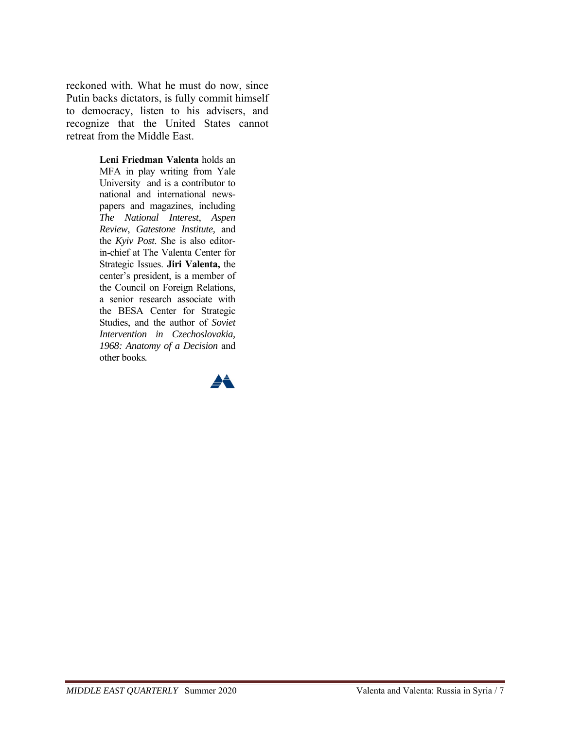reckoned with. What he must do now, since Putin backs dictators, is fully commit himself to democracy, listen to his advisers, and recognize that the United States cannot retreat from the Middle East.

**Leni Friedman Valenta** holds an MFA in play writing from Yale University and is a contributor to national and international newspapers and magazines, including *The National Interest*, *Aspen Review*, *Gatestone Institute,* and the *Kyiv Post*. She is also editor-in-chief at The Valenta Center for Strategic Issues. **Jiri Valenta,** the center's president, is a member of the Council on Foreign Relations, a senior research associate with the BESA Center for Strategic Studies, and the author of *Soviet Intervention in Czechoslovakia, 1968: Anatomy of a Decision* and other books.